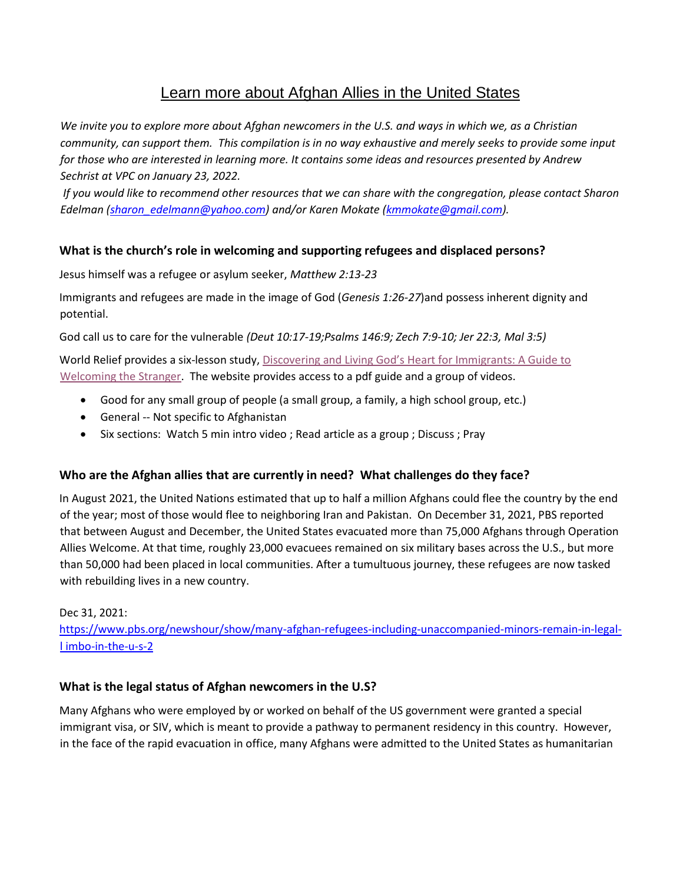# Learn more about Afghan Allies in the United States

*We invite you to explore more about Afghan newcomers in the U.S. and ways in which we, as a Christian community, can support them. This compilation is in no way exhaustive and merely seeks to provide some input for those who are interested in learning more. It contains some ideas and resources presented by Andrew Sechrist at VPC on January 23, 2022.*

*If you would like to recommend other resources that we can share with the congregation, please contact Sharon Edelman (sharon_edelmann@yahoo.com) and/or Karen Mokate (kmmokate@gmail.com).*

### What is the church's role in welcoming and supporting refugees and displaced persons?

Jesus himself was a refugee or asylum seeker, *Matthew 2:13-23*

Immigrants and refugees are made in the image of God (*Genesis 1:26-27*)and possess inherent dignity and potential.

God call us to care for the vulnerable *(Deut 10:17-19;Psalms 146:9; Zech 7:9-10; Jer 22:3, Mal 3:5)*

World Relief provides a six-lesson study, Discovering and Living God's Heart for Immigrants: A Guide to Welcoming the Stranger. The website provides access to a pdf guide and a group of videos.

- Good for any small group of people (a small group, a family, a high school group, etc.)
- General -- Not specific to Afghanistan
- Six sections: Watch 5 min intro video ; Read article as a group ; Discuss ; Pray

### Who are the Afghan allies that are currently in need? What challenges do they face?

In August 2021, the United Nations estimated that up to half a million Afghans could flee the country by the end of the year; most of those would flee to neighboring Iran and Pakistan. On December 31, 2021, PBS reported that between August and December, the United States evacuated more than 75,000 Afghans through Operation Allies Welcome. At that time, roughly 23,000 evacuees remained on six military bases across the U.S., but more than 50,000 had been placed in local communities. After a tumultuous journey, these refugees are now tasked with rebuilding lives in a new country.

Dec 31, 2021:
https://www.pbs.org/newshour/show/many-afghan-refugees-including-unaccompanied-minors-remain-in-legal-l imbo-in-the-u-s-2

### What is the legal status of Afghan newcomers in the U.S?

Many Afghans who were employed by or worked on behalf of the US government were granted a special immigrant visa, or SIV, which is meant to provide a pathway to permanent residency in this country. However, in the face of the rapid evacuation in office, many Afghans were admitted to the United States as humanitarian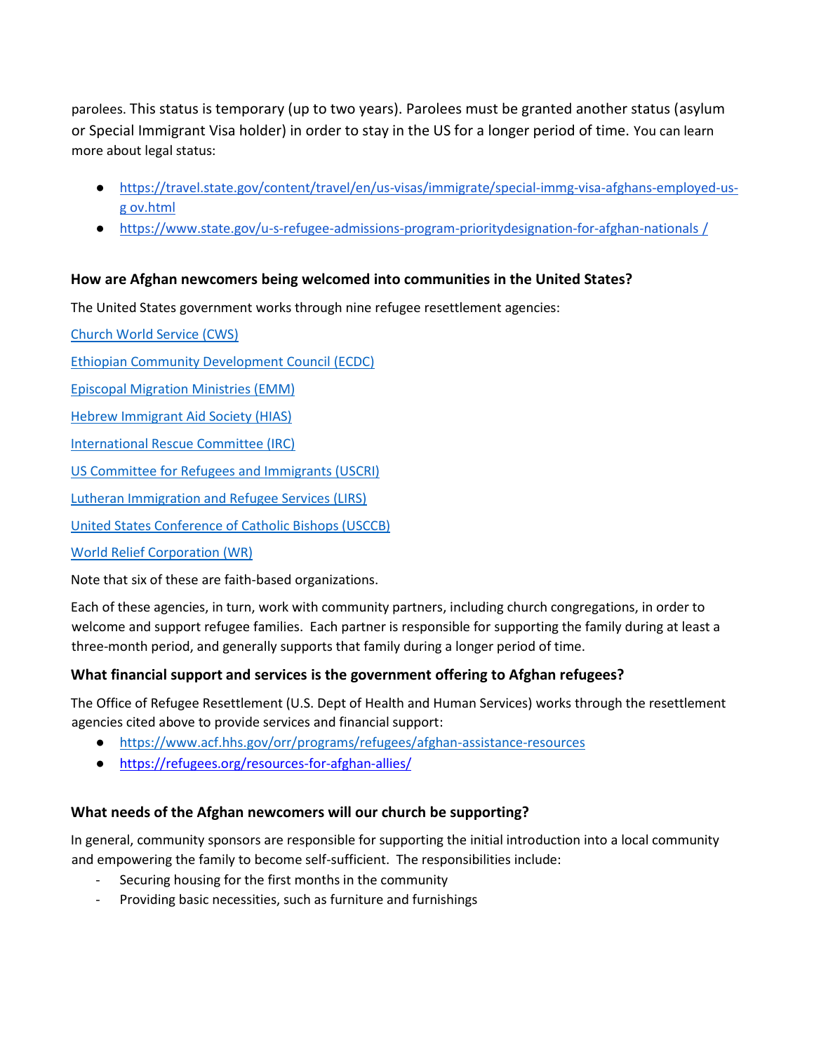parolees. This status is temporary (up to two years). Parolees must be granted another status (asylum or Special Immigrant Visa holder) in order to stay in the US for a longer period of time. You can learn more about legal status:

- https://travel.state.gov/content/travel/en/us-visas/immigrate/special-immg-visa-afghans-employed-us-g ov.html
- https://www.state.gov/u-s-refugee-admissions-program-prioritydesignation-for-afghan-nationals /

### How are Afghan newcomers being welcomed into communities in the United States?

The United States government works through nine refugee resettlement agencies:

Church World Service (CWS)

Ethiopian Community Development Council (ECDC)

Episcopal Migration Ministries (EMM)

Hebrew Immigrant Aid Society (HIAS)

International Rescue Committee (IRC)

US Committee for Refugees and Immigrants (USCRI)

Lutheran Immigration and Refugee Services (LIRS)

United States Conference of Catholic Bishops (USCCB)

World Relief Corporation (WR)

Note that six of these are faith-based organizations.

Each of these agencies, in turn, work with community partners, including church congregations, in order to welcome and support refugee families. Each partner is responsible for supporting the family during at least a three-month period, and generally supports that family during a longer period of time.

### What financial support and services is the government offering to Afghan refugees?

The Office of Refugee Resettlement (U.S. Dept of Health and Human Services) works through the resettlement agencies cited above to provide services and financial support:

- https://www.acf.hhs.gov/orr/programs/refugees/afghan-assistance-resources
- https://refugees.org/resources-for-afghan-allies/

### What needs of the Afghan newcomers will our church be supporting?

In general, community sponsors are responsible for supporting the initial introduction into a local community and empowering the family to become self-sufficient. The responsibilities include:

- Securing housing for the first months in the community
- Providing basic necessities, such as furniture and furnishings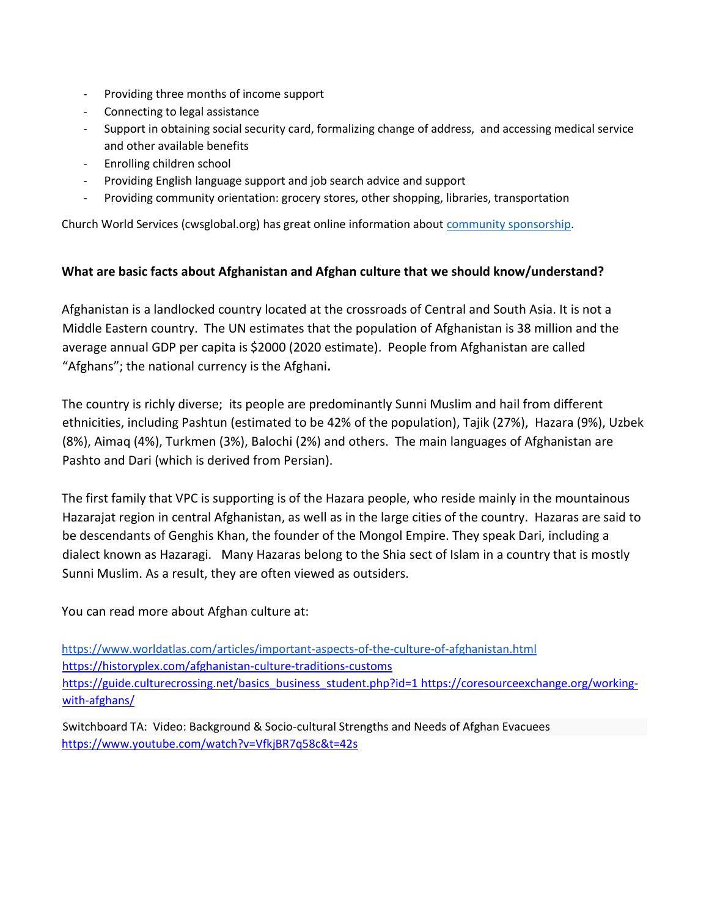- Providing three months of income support
- Connecting to legal assistance
- Support in obtaining social security card, formalizing change of address, and accessing medical service and other available benefits
- Enrolling children school
- Providing English language support and job search advice and support
- Providing community orientation: grocery stores, other shopping, libraries, transportation

Church World Services (cwsglobal.org) has great online information about [community sponsorship](community sponsorship).

**What are basic facts about Afghanistan and Afghan culture that we should know/understand?**

Afghanistan is a landlocked country located at the crossroads of Central and South Asia. It is not a Middle Eastern country. The UN estimates that the population of Afghanistan is 38 million and the average annual GDP per capita is $2000 (2020 estimate). People from Afghanistan are called "Afghans"; the national currency is the Afghani**.**

The country is richly diverse; its people are predominantly Sunni Muslim and hail from different ethnicities, including Pashtun (estimated to be 42% of the population), Tajik (27%), Hazara (9%), Uzbek (8%), Aimaq (4%), Turkmen (3%), Balochi (2%) and others. The main languages of Afghanistan are Pashto and Dari (which is derived from Persian).

The first family that VPC is supporting is of the Hazara people, who reside mainly in the mountainous Hazarajat region in central Afghanistan, as well as in the large cities of the country. Hazaras are said to be descendants of Genghis Khan, the founder of the Mongol Empire. They speak Dari, including a dialect known as Hazaragi. Many Hazaras belong to the Shia sect of Islam in a country that is mostly Sunni Muslim. As a result, they are often viewed as outsiders.

You can read more about Afghan culture at:

https://www.worldatlas.com/articles/important-aspects-of-the-culture-of-afghanistan.html
https://historyplex.com/afghanistan-culture-traditions-customs
https://guide.culturecrossing.net/basics_business_student.php?id=1 https://coresourceexchange.org/working-with-afghans/

Switchboard TA: Video: Background & Socio-cultural Strengths and Needs of Afghan Evacuees
https://www.youtube.com/watch?v=VfkjBR7q58c&t=42s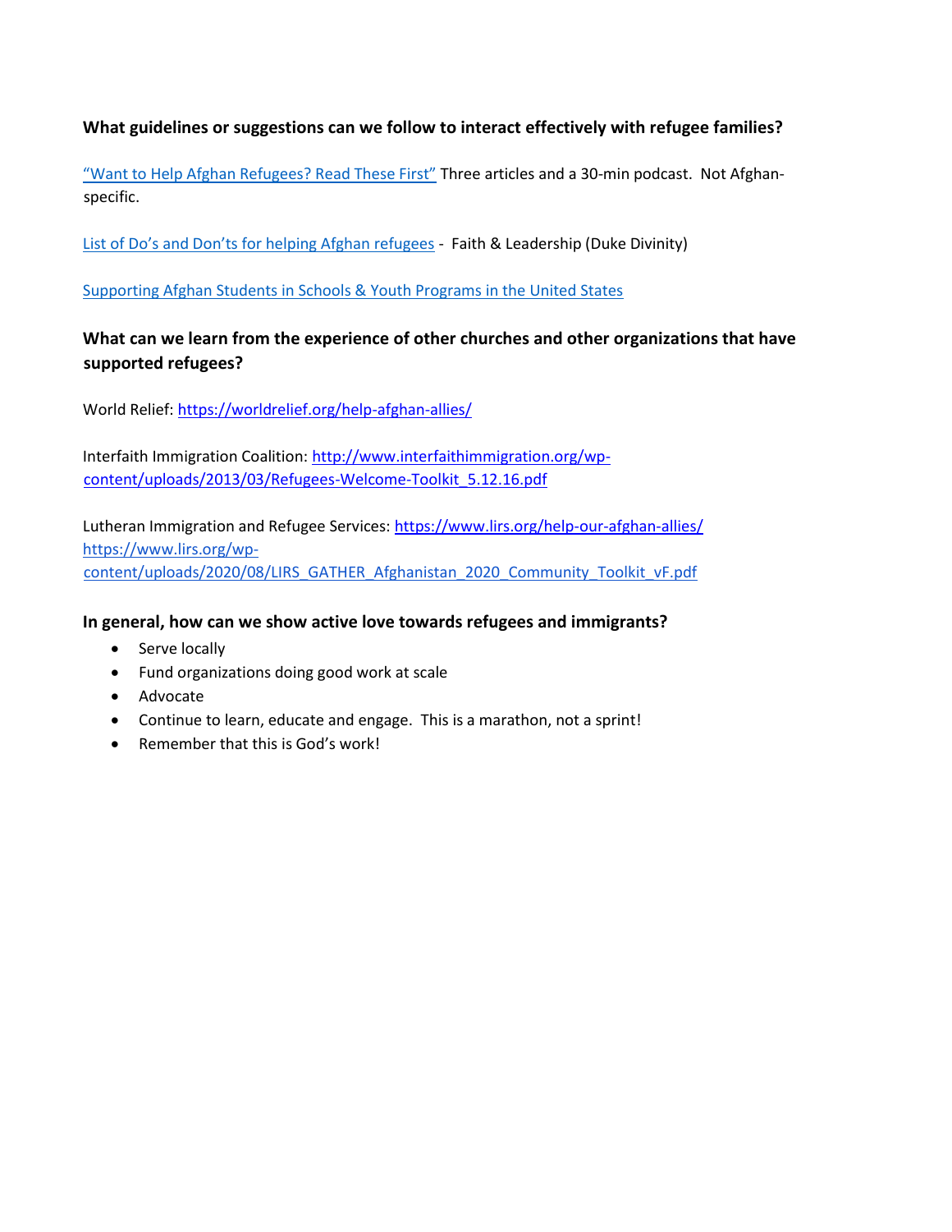**What guidelines or suggestions can we follow to interact effectively with refugee families?**

"Want to Help Afghan Refugees? Read These First" Three articles and a 30-min podcast. Not Afghan-specific.

List of Do's and Don'ts for helping Afghan refugees - Faith & Leadership (Duke Divinity)

Supporting Afghan Students in Schools & Youth Programs in the United States

**What can we learn from the experience of other churches and other organizations that have supported refugees?**

World Relief: https://worldrelief.org/help-afghan-allies/

Interfaith Immigration Coalition: http://www.interfaithimmigration.org/wp-content/uploads/2013/03/Refugees-Welcome-Toolkit_5.12.16.pdf

Lutheran Immigration and Refugee Services: https://www.lirs.org/help-our-afghan-allies/
https://www.lirs.org/wp-content/uploads/2020/08/LIRS_GATHER_Afghanistan_2020_Community_Toolkit_vF.pdf

**In general, how can we show active love towards refugees and immigrants?**

- Serve locally
- Fund organizations doing good work at scale
- Advocate
- Continue to learn, educate and engage. This is a marathon, not a sprint!
- Remember that this is God's work!